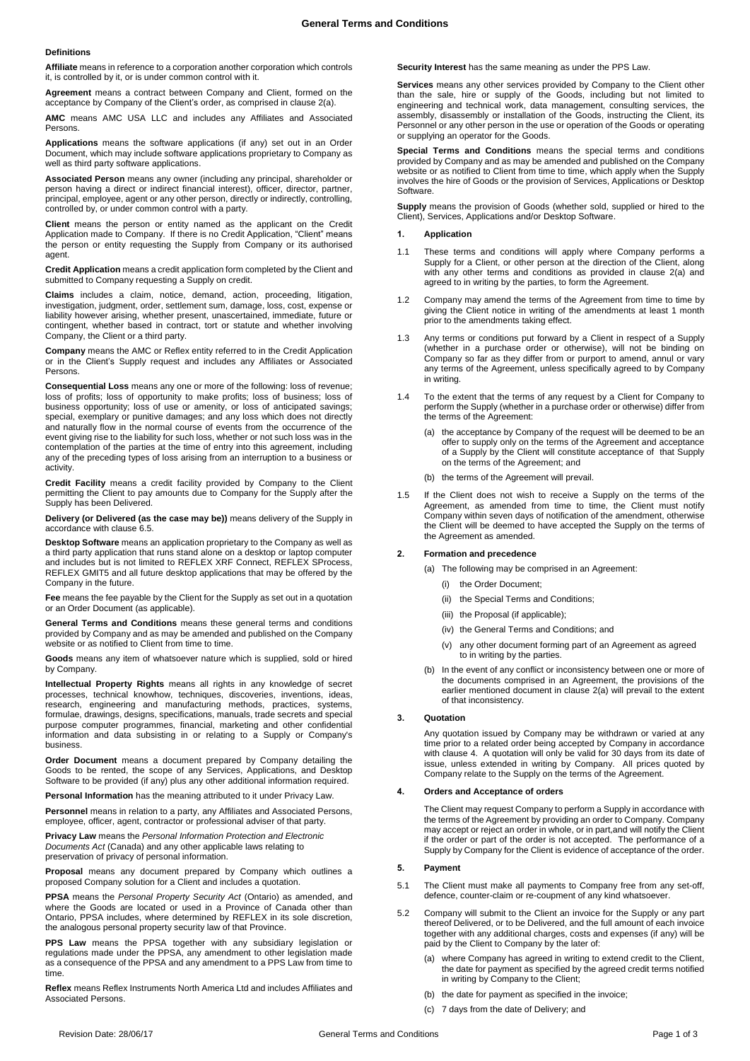# General Terms and Conditions

### Definitions

**Affiliate** means in reference to a corporation another corporation which controls it, is controlled by it, or is under common control with it.

**Agreement** means a contract between Company and Client, formed on the acceptance by Company of the Client's order, as comprised in clause 2(a).

**AMC** means AMC USA LLC and includes any Affiliates and Associated Persons.

**Applications** means the software applications (if any) set out in an Order Document, which may include software applications proprietary to Company as well as third party software applications.

**Associated Person** means any owner (including any principal, shareholder or person having a direct or indirect financial interest), officer, director, partner, principal, employee, agent or any other person, directly or indirectly, controlling, controlled by, or under common control with a party.

**Client** means the person or entity named as the applicant on the Credit Application made to Company. If there is no Credit Application, "Client" means the person or entity requesting the Supply from Company or its authorised agent.

**Credit Application** means a credit application form completed by the Client and submitted to Company requesting a Supply on credit.

**Claims** includes a claim, notice, demand, action, proceeding, litigation, investigation, judgment, order, settlement sum, damage, loss, cost, expense or liability however arising, whether present, unascertained, immediate, future or contingent, whether based in contract, tort or statute and whether involving Company, the Client or a third party.

**Company** means the AMC or Reflex entity referred to in the Credit Application or in the Client's Supply request and includes any Affiliates or Associated Persons.

**Consequential Loss** means any one or more of the following: loss of revenue; loss of profits; loss of opportunity to make profits; loss of business; loss of business opportunity; loss of use or amenity, or loss of anticipated savings; special, exemplary or punitive damages; and any loss which does not directly and naturally flow in the normal course of events from the occurrence of the event giving rise to the liability for such loss, whether or not such loss was in the contemplation of the parties at the time of entry into this agreement, including any of the preceding types of loss arising from an interruption to a business or activity.

**Credit Facility** means a credit facility provided by Company to the Client permitting the Client to pay amounts due to Company for the Supply after the Supply has been Delivered.

**Delivery (or Delivered (as the case may be))** means delivery of the Supply in accordance with clause 6.5.

**Desktop Software** means an application proprietary to the Company as well as a third party application that runs stand alone on a desktop or laptop computer and includes but is not limited to REFLEX XRF Connect, REFLEX SProcess, REFLEX GMIT5 and all future desktop applications that may be offered by the Company in the future.

**Fee** means the fee payable by the Client for the Supply as set out in a quotation or an Order Document (as applicable).

**General Terms and Conditions** means these general terms and conditions provided by Company and as may be amended and published on the Company website or as notified to Client from time to time.

**Goods** means any item of whatsoever nature which is supplied, sold or hired by Company.

**Intellectual Property Rights** means all rights in any knowledge of secret processes, technical knowhow, techniques, discoveries, inventions, ideas, research, engineering and manufacturing methods, practices, systems, formulae, drawings, designs, specifications, manuals, trade secrets and special purpose computer programmes, financial, marketing and other confidential information and data subsisting in or relating to a Supply or Company's business.

**Order Document** means a document prepared by Company detailing the Goods to be rented, the scope of any Services, Applications, and Desktop Software to be provided (if any) plus any other additional information required.

**Personal Information** has the meaning attributed to it under Privacy Law.

**Personnel** means in relation to a party, any Affiliates and Associated Persons, employee, officer, agent, contractor or professional adviser of that party.

**Privacy Law** means the *Personal Information Protection and Electronic Documents Act* (Canada) and any other applicable laws relating to preservation of privacy of personal information.

**Proposal** means any document prepared by Company which outlines a proposed Company solution for a Client and includes a quotation.

**PPSA** means the *Personal Property Security Act* (Ontario) as amended, and where the Goods are located or used in a Province of Canada other than Ontario, PPSA includes, where determined by REFLEX in its sole discretion, the analogous personal property security law of that Province.

**PPS Law** means the PPSA together with any subsidiary legislation or regulations made under the PPSA, any amendment to other legislation made as a consequence of the PPSA and any amendment to a PPS Law from time to time.

**Reflex** means Reflex Instruments North America Ltd and includes Affiliates and Associated Persons.

**Security Interest** has the same meaning as under the PPS Law.

**Services** means any other services provided by Company to the Client other than the sale, hire or supply of the Goods, including but not limited to engineering and technical work, data management, consulting services, the assembly, disassembly or installation of the Goods, instructing the Client, its Personnel or any other person in the use or operation of the Goods or operating or supplying an operator for the Goods.

**Special Terms and Conditions** means the special terms and conditions provided by Company and as may be amended and published on the Company website or as notified to Client from time to time, which apply when the Supply involves the hire of Goods or the provision of Services, Applications or Desktop Software.

**Supply** means the provision of Goods (whether sold, supplied or hired to the Client), Services, Applications and/or Desktop Software.

### 1. Application

1.1 These terms and conditions will apply where Company performs a Supply for a Client, or other person at the direction of the Client, along with any other terms and conditions as provided in clause 2(a) and agreed to in writing by the parties, to form the Agreement.

1.2 Company may amend the terms of the Agreement from time to time by giving the Client notice in writing of the amendments at least 1 month prior to the amendments taking effect.

1.3 Any terms or conditions put forward by a Client in respect of a Supply (whether in a purchase order or otherwise), will not be binding on Company so far as they differ from or purport to amend, annul or vary any terms of the Agreement, unless specifically agreed to by Company in writing.

1.4 To the extent that the terms of any request by a Client for Company to perform the Supply (whether in a purchase order or otherwise) differ from the terms of the Agreement:

(a) the acceptance by Company of the request will be deemed to be an offer to supply only on the terms of the Agreement and acceptance of a Supply by the Client will constitute acceptance of that Supply on the terms of the Agreement; and

(b) the terms of the Agreement will prevail.

1.5 If the Client does not wish to receive a Supply on the terms of the Agreement, as amended from time to time, the Client must notify Company within seven days of notification of the amendment, otherwise the Client will be deemed to have accepted the Supply on the terms of the Agreement as amended.

### 2. Formation and precedence

(a) The following may be comprised in an Agreement:

(i) the Order Document;

(ii) the Special Terms and Conditions;

(iii) the Proposal (if applicable);

(iv) the General Terms and Conditions; and

(v) any other document forming part of an Agreement as agreed to in writing by the parties.

(b) In the event of any conflict or inconsistency between one or more of the documents comprised in an Agreement, the provisions of the earlier mentioned document in clause 2(a) will prevail to the extent of that inconsistency.

### 3. Quotation

Any quotation issued by Company may be withdrawn or varied at any time prior to a related order being accepted by Company in accordance with clause 4. A quotation will only be valid for 30 days from its date of issue, unless extended in writing by Company. All prices quoted by Company relate to the Supply on the terms of the Agreement.

### 4. Orders and Acceptance of orders

The Client may request Company to perform a Supply in accordance with the terms of the Agreement by providing an order to Company. Company may accept or reject an order in whole, or in part,and will notify the Client if the order or part of the order is not accepted. The performance of a Supply by Company for the Client is evidence of acceptance of the order.

### 5. Payment

5.1 The Client must make all payments to Company free from any set-off, defence, counter-claim or re-coupment of any kind whatsoever.

5.2 Company will submit to the Client an invoice for the Supply or any part thereof Delivered, or to be Delivered, and the full amount of each invoice together with any additional charges, costs and expenses (if any) will be paid by the Client to Company by the later of:

(a) where Company has agreed in writing to extend credit to the Client, the date for payment as specified by the agreed credit terms notified in writing by Company to the Client;

(b) the date for payment as specified in the invoice;

(c) 7 days from the date of Delivery; and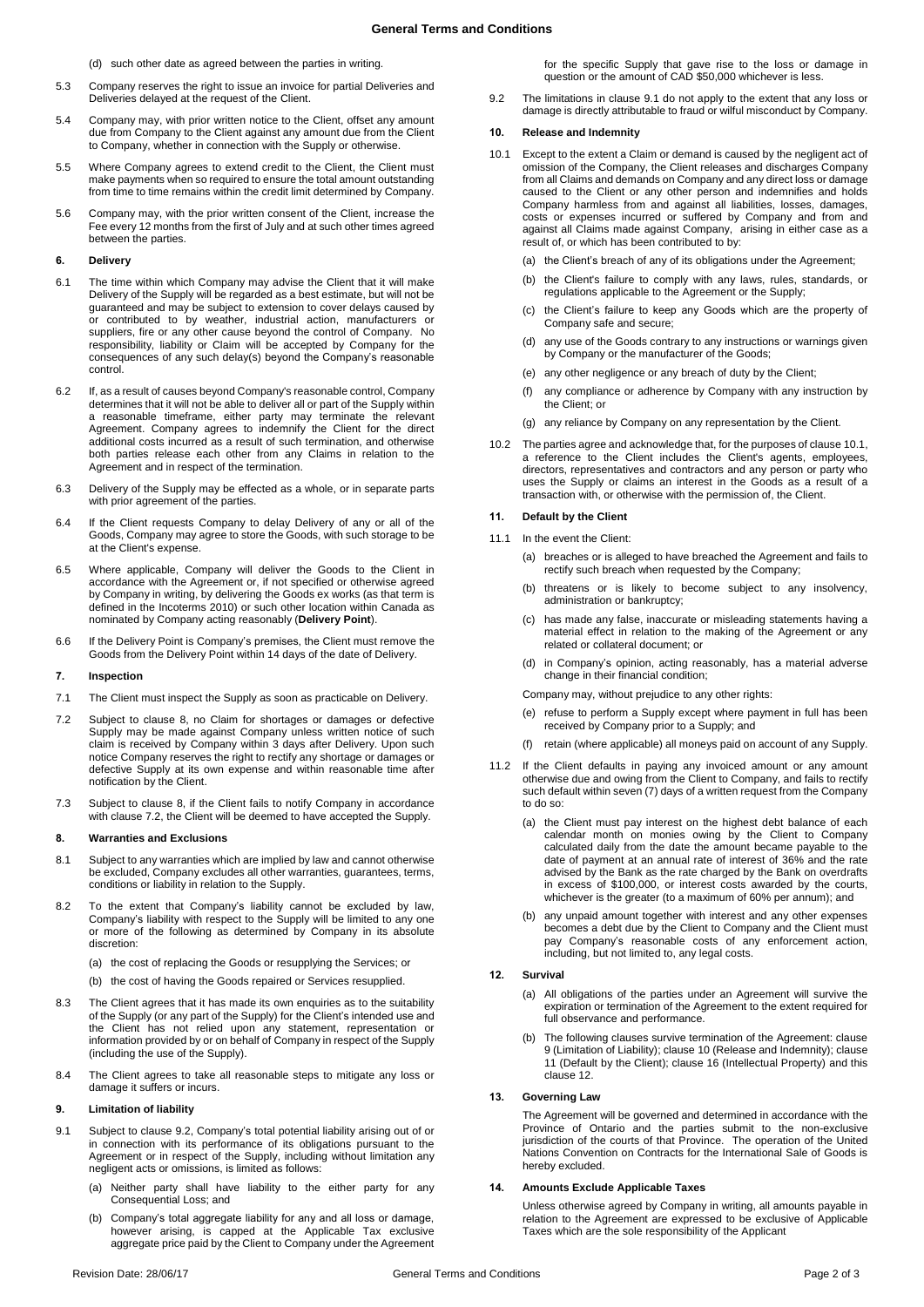(d) such other date as agreed between the parties in writing.

5.3 Company reserves the right to issue an invoice for partial Deliveries and Deliveries delayed at the request of the Client.

5.4 Company may, with prior written notice to the Client, offset any amount due from Company to the Client against any amount due from the Client to Company, whether in connection with the Supply or otherwise.

5.5 Where Company agrees to extend credit to the Client, the Client must make payments when so required to ensure the total amount outstanding from time to time remains within the credit limit determined by Company.

5.6 Company may, with the prior written consent of the Client, increase the Fee every 12 months from the first of July and at such other times agreed between the parties.

### 6. Delivery

6.1 The time within which Company may advise the Client that it will make Delivery of the Supply will be regarded as a best estimate, but will not be guaranteed and may be subject to extension to cover delays caused by or contributed to by weather, industrial action, manufacturers or suppliers, fire or any other cause beyond the control of Company. No responsibility, liability or Claim will be accepted by Company for the consequences of any such delay(s) beyond the Company's reasonable control.

6.2 If, as a result of causes beyond Company's reasonable control, Company determines that it will not be able to deliver all or part of the Supply within a reasonable timeframe, either party may terminate the relevant Agreement. Company agrees to indemnify the Client for the direct additional costs incurred as a result of such termination, and otherwise both parties release each other from any Claims in relation to the Agreement and in respect of the termination.

6.3 Delivery of the Supply may be effected as a whole, or in separate parts with prior agreement of the parties.

6.4 If the Client requests Company to delay Delivery of any or all of the Goods, Company may agree to store the Goods, with such storage to be at the Client's expense.

6.5 Where applicable, Company will deliver the Goods to the Client in accordance with the Agreement or, if not specified or otherwise agreed by Company in writing, by delivering the Goods ex works (as that term is defined in the Incoterms 2010) or such other location within Canada as nominated by Company acting reasonably (**Delivery Point**).

6.6 If the Delivery Point is Company's premises, the Client must remove the Goods from the Delivery Point within 14 days of the date of Delivery.

### 7. Inspection

7.1 The Client must inspect the Supply as soon as practicable on Delivery.

7.2 Subject to clause 8, no Claim for shortages or damages or defective Supply may be made against Company unless written notice of such claim is received by Company within 3 days after Delivery. Upon such notice Company reserves the right to rectify any shortage or damages or defective Supply at its own expense and within reasonable time after notification by the Client.

7.3 Subject to clause 8, if the Client fails to notify Company in accordance with clause 7.2, the Client will be deemed to have accepted the Supply.

### 8. Warranties and Exclusions

8.1 Subject to any warranties which are implied by law and cannot otherwise be excluded, Company excludes all other warranties, guarantees, terms, conditions or liability in relation to the Supply.

8.2 To the extent that Company's liability cannot be excluded by law, Company's liability with respect to the Supply will be limited to any one or more of the following as determined by Company in its absolute discretion:

(a) the cost of replacing the Goods or resupplying the Services; or

(b) the cost of having the Goods repaired or Services resupplied.

8.3 The Client agrees that it has made its own enquiries as to the suitability of the Supply (or any part of the Supply) for the Client's intended use and the Client has not relied upon any statement, representation or information provided by or on behalf of Company in respect of the Supply (including the use of the Supply).

8.4 The Client agrees to take all reasonable steps to mitigate any loss or damage it suffers or incurs.

### 9. Limitation of liability

9.1 Subject to clause 9.2, Company's total potential liability arising out of or in connection with its performance of its obligations pursuant to the Agreement or in respect of the Supply, including without limitation any negligent acts or omissions, is limited as follows:

(a) Neither party shall have liability to the either party for any Consequential Loss; and

(b) Company's total aggregate liability for any and all loss or damage, however arising, is capped at the Applicable Tax exclusive aggregate price paid by the Client to Company under the Agreement for the specific Supply that gave rise to the loss or damage in question or the amount of CAD $50,000 whichever is less.

9.2 The limitations in clause 9.1 do not apply to the extent that any loss or damage is directly attributable to fraud or wilful misconduct by Company.

### 10. Release and Indemnity

10.1 Except to the extent a Claim or demand is caused by the negligent act of omission of the Company, the Client releases and discharges Company from all Claims and demands on Company and any direct loss or damage caused to the Client or any other person and indemnifies and holds Company harmless from and against all liabilities, losses, damages, costs or expenses incurred or suffered by Company and from and against all Claims made against Company, arising in either case as a result of, or which has been contributed to by:

(a) the Client's breach of any of its obligations under the Agreement;

(b) the Client's failure to comply with any laws, rules, standards, or regulations applicable to the Agreement or the Supply;

(c) the Client's failure to keep any Goods which are the property of Company safe and secure;

(d) any use of the Goods contrary to any instructions or warnings given by Company or the manufacturer of the Goods;

(e) any other negligence or any breach of duty by the Client;

(f) any compliance or adherence by Company with any instruction by the Client; or

(g) any reliance by Company on any representation by the Client.

10.2 The parties agree and acknowledge that, for the purposes of clause 10.1, a reference to the Client includes the Client's agents, employees, directors, representatives and contractors and any person or party who uses the Supply or claims an interest in the Goods as a result of a transaction with, or otherwise with the permission of, the Client.

### 11. Default by the Client

11.1 In the event the Client:

(a) breaches or is alleged to have breached the Agreement and fails to rectify such breach when requested by the Company;

(b) threatens or is likely to become subject to any insolvency, administration or bankruptcy;

(c) has made any false, inaccurate or misleading statements having a material effect in relation to the making of the Agreement or any related or collateral document; or

(d) in Company's opinion, acting reasonably, has a material adverse change in their financial condition;

Company may, without prejudice to any other rights:

(e) refuse to perform a Supply except where payment in full has been received by Company prior to a Supply; and

(f) retain (where applicable) all moneys paid on account of any Supply.

11.2 If the Client defaults in paying any invoiced amount or any amount otherwise due and owing from the Client to Company, and fails to rectify such default within seven (7) days of a written request from the Company to do so:

(a) the Client must pay interest on the highest debt balance of each calendar month on monies owing by the Client to Company calculated daily from the date the amount became payable to the date of payment at an annual rate of interest of 36% and the rate advised by the Bank as the rate charged by the Bank on overdrafts in excess of $100,000, or interest costs awarded by the courts, whichever is the greater (to a maximum of 60% per annum); and

(b) any unpaid amount together with interest and any other expenses becomes a debt due by the Client to Company and the Client must pay Company's reasonable costs of any enforcement action, including, but not limited to, any legal costs.

### 12. Survival

(a) All obligations of the parties under an Agreement will survive the expiration or termination of the Agreement to the extent required for full observance and performance.

(b) The following clauses survive termination of the Agreement: clause 9 (Limitation of Liability); clause 10 (Release and Indemnity); clause 11 (Default by the Client); clause 16 (Intellectual Property) and this clause 12.

### 13. Governing Law

The Agreement will be governed and determined in accordance with the Province of Ontario and the parties submit to the non-exclusive jurisdiction of the courts of that Province. The operation of the United Nations Convention on Contracts for the International Sale of Goods is hereby excluded.

### 14. Amounts Exclude Applicable Taxes

Unless otherwise agreed by Company in writing, all amounts payable in relation to the Agreement are expressed to be exclusive of Applicable Taxes which are the sole responsibility of the Applicant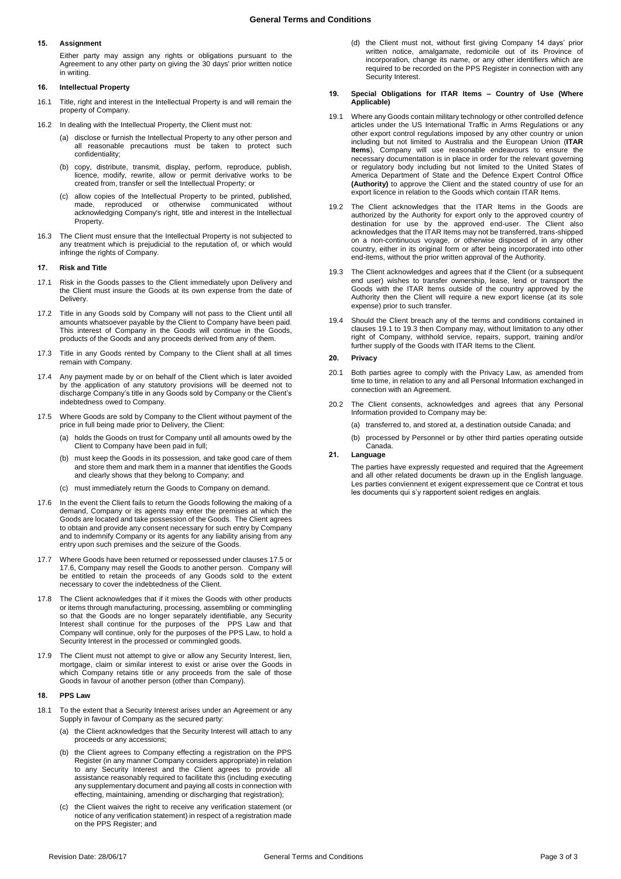## 15. Assignment

Either party may assign any rights or obligations pursuant to the Agreement to any other party on giving the 30 days' prior written notice in writing.

## 16. Intellectual Property

16.1 Title, right and interest in the Intellectual Property is and will remain the property of Company.

16.2 In dealing with the Intellectual Property, the Client must not:

(a) disclose or furnish the Intellectual Property to any other person and all reasonable precautions must be taken to protect such confidentiality;

(b) copy, distribute, transmit, display, perform, reproduce, publish, licence, modify, rewrite, allow or permit derivative works to be created from, transfer or sell the Intellectual Property; or

(c) allow copies of the Intellectual Property to be printed, published, made, reproduced or otherwise communicated without acknowledging Company's right, title and interest in the Intellectual Property.

16.3 The Client must ensure that the Intellectual Property is not subjected to any treatment which is prejudicial to the reputation of, or which would infringe the rights of Company.

## 17. Risk and Title

17.1 Risk in the Goods passes to the Client immediately upon Delivery and the Client must insure the Goods at its own expense from the date of Delivery.

17.2 Title in any Goods sold by Company will not pass to the Client until all amounts whatsoever payable by the Client to Company have been paid. This interest of Company in the Goods will continue in the Goods, products of the Goods and any proceeds derived from any of them.

17.3 Title in any Goods rented by Company to the Client shall at all times remain with Company.

17.4 Any payment made by or on behalf of the Client which is later avoided by the application of any statutory provisions will be deemed not to discharge Company's title in any Goods sold by Company or the Client's indebtedness owed to Company.

17.5 Where Goods are sold by Company to the Client without payment of the price in full being made prior to Delivery, the Client:

(a) holds the Goods on trust for Company until all amounts owed by the Client to Company have been paid in full;

(b) must keep the Goods in its possession, and take good care of them and store them and mark them in a manner that identifies the Goods and clearly shows that they belong to Company; and

(c) must immediately return the Goods to Company on demand.

17.6 In the event the Client fails to return the Goods following the making of a demand, Company or its agents may enter the premises at which the Goods are located and take possession of the Goods. The Client agrees to obtain and provide any consent necessary for such entry by Company and to indemnify Company or its agents for any liability arising from any entry upon such premises and the seizure of the Goods.

17.7 Where Goods have been returned or repossessed under clauses 17.5 or 17.6, Company may resell the Goods to another person. Company will be entitled to retain the proceeds of any Goods sold to the extent necessary to cover the indebtedness of the Client.

17.8 The Client acknowledges that if it mixes the Goods with other products or items through manufacturing, processing, assembling or commingling so that the Goods are no longer separately identifiable, any Security Interest shall continue for the purposes of the PPS Law and that Company will continue, only for the purposes of the PPS Law, to hold a Security Interest in the processed or commingled goods.

17.9 The Client must not attempt to give or allow any Security Interest, lien, mortgage, claim or similar interest to exist or arise over the Goods in which Company retains title or any proceeds from the sale of those Goods in favour of another person (other than Company).

## 18. PPS Law

18.1 To the extent that a Security Interest arises under an Agreement or any Supply in favour of Company as the secured party:

(a) the Client acknowledges that the Security Interest will attach to any proceeds or any accessions;

(b) the Client agrees to Company effecting a registration on the PPS Register (in any manner Company considers appropriate) in relation to any Security Interest and the Client agrees to provide all assistance reasonably required to facilitate this (including executing any supplementary document and paying all costs in connection with effecting, maintaining, amending or discharging that registration);

(c) the Client waives the right to receive any verification statement (or notice of any verification statement) in respect of a registration made on the PPS Register; and

(d) the Client must not, without first giving Company 14 days' prior written notice, amalgamate, redomicile out of its Province of incorporation, change its name, or any other identifiers which are required to be recorded on the PPS Register in connection with any Security Interest.

## 19. Special Obligations for ITAR Items – Country of Use (Where Applicable)

19.1 Where any Goods contain military technology or other controlled defence articles under the US International Traffic in Arms Regulations or any other export control regulations imposed by any other country or union including but not limited to Australia and the European Union (**ITAR Items**), Company will use reasonable endeavours to ensure the necessary documentation is in place in order for the relevant governing or regulatory body including but not limited to the United States of America Department of State and the Defence Expert Control Office **(Authority)** to approve the Client and the stated country of use for an export licence in relation to the Goods which contain ITAR Items.

19.2 The Client acknowledges that the ITAR Items in the Goods are authorized by the Authority for export only to the approved country of destination for use by the approved end-user. The Client also acknowledges that the ITAR Items may not be transferred, trans-shipped on a non-continuous voyage, or otherwise disposed of in any other country, either in its original form or after being incorporated into other end-items, without the prior written approval of the Authority.

19.3 The Client acknowledges and agrees that if the Client (or a subsequent end user) wishes to transfer ownership, lease, lend or transport the Goods with the ITAR Items outside of the country approved by the Authority then the Client will require a new export license (at its sole expense) prior to such transfer.

19.4 Should the Client breach any of the terms and conditions contained in clauses 19.1 to 19.3 then Company may, without limitation to any other right of Company, withhold service, repairs, support, training and/or further supply of the Goods with ITAR Items to the Client.

## 20. Privacy

20.1 Both parties agree to comply with the Privacy Law, as amended from time to time, in relation to any and all Personal Information exchanged in connection with an Agreement.

20.2 The Client consents, acknowledges and agrees that any Personal Information provided to Company may be:

(a) transferred to, and stored at, a destination outside Canada; and

(b) processed by Personnel or by other third parties operating outside Canada.

## 21. Language

The parties have expressly requested and required that the Agreement and all other related documents be drawn up in the English language. Les parties conviennent et exigent expressement que ce Contrat et tous les documents qui s'y rapportent soient rediges en anglais.